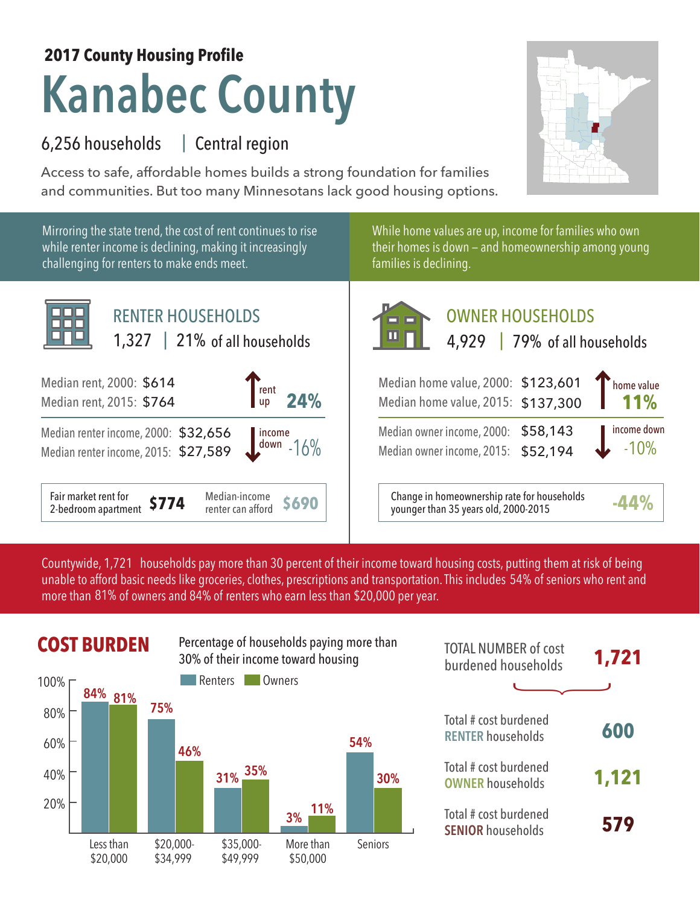**2017 County Housing Profile**

# Kanabec County

6,256 households | Central region

Access to safe, affordable homes builds a strong foundation for families and communities. But too many Minnesotans lack good housing options.

Mirroring the state trend, the cost of rent continues to rise while renter income is declining, making it increasingly challenging for renters to make ends meet.

## RENTER HOUSEHOLDS

1,327 | 21% of all households

Median rent, 2000: $614
Median rent, 2015: $764
rent up **24%**

Median renter income, 2000: $32,656
Median renter income, 2015: $27,589
income down -16%

| Fair market rent for 2-bedroom apartment | **$774** | Median-income renter can afford | **$690** |
|---|---|---|---|

While home values are up, income for families who own their homes is down – and homeownership among young families is declining.

## OWNER HOUSEHOLDS

4,929 | 79% of all households

Median home value, 2000: $123,601
Median home value, 2015: $137,300
home value **11%**

Median owner income, 2000: $58,143
Median owner income, 2015: $52,194
income down -10%

| Change in homeownership rate for households younger than 35 years old, 2000-2015 | **-44%** |
|---|---|

Countywide, 1,721 households pay more than 30 percent of their income toward housing costs, putting them at risk of being unable to afford basic needs like groceries, clothes, prescriptions and transportation. This includes 54% of seniors who rent and more than 81% of owners and 84% of renters who earn less than $20,000 per year.

## COST BURDEN

Percentage of households paying more than 30% of their income toward housing

| | Renters | Owners |
|---|---|---|
| Less than $20,000 | 84% | 81% |
| $20,000-$34,999 | 75% | 46% |
| $35,000-$49,999 | 31% | 35% |
| More than $50,000 | 3% | 11% |
| Seniors | 54% | 30% |

| TOTAL NUMBER of cost burdened households | **1,721** |
|---|---|
| Total # cost burdened RENTER households | **600** |
| Total # cost burdened OWNER households | **1,121** |
| Total # cost burdened SENIOR households | **579** |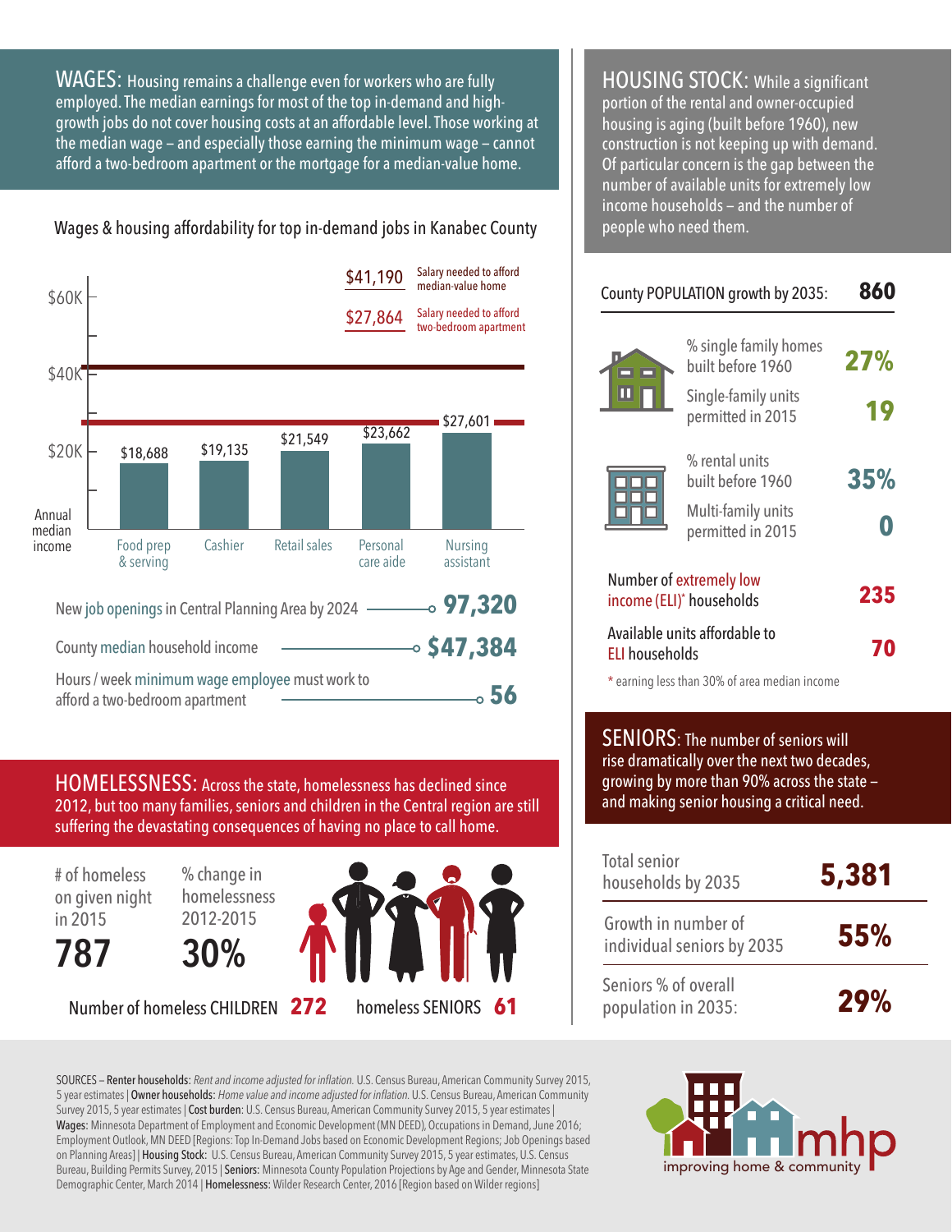## WAGES:

Housing remains a challenge even for workers who are fully employed. The median earnings for most of the top in-demand and high-growth jobs do not cover housing costs at an affordable level. Those working at the median wage – and especially those earning the minimum wage – cannot afford a two-bedroom apartment or the mortgage for a median-value home.

Wages & housing affordability for top in-demand jobs in Kanabec County

$41,190 Salary needed to afford median-value home
$27,864 Salary needed to afford two-bedroom apartment

$60K
$40K
$20K
Annual median income

$18,688 Food prep & serving
$19,135 Cashier
$21,549 Retail sales
$23,662 Personal care aide
$27,601 Nursing assistant

New job openings in Central Planning Area by 2024 — **97,320**

County median household income — **$47,384**

Hours / week minimum wage employee must work to afford a two-bedroom apartment — **56**

## HOMELESSNESS:

Across the state, homelessness has declined since 2012, but too many families, seniors and children in the Central region are still suffering the devastating consequences of having no place to call home.

# of homeless on given night in 2015 **787**

% change in homelessness 2012-2015 **30%**

Number of homeless CHILDREN **272**

homeless SENIORS **61**

## HOUSING STOCK:

While a significant portion of the rental and owner-occupied housing is aging (built before 1960), new construction is not keeping up with demand. Of particular concern is the gap between the number of available units for extremely low income households – and the number of people who need them.

| | |
|---|---|
| County POPULATION growth by 2035: | **860** |
| % single family homes built before 1960 | **27%** |
| Single-family units permitted in 2015 | **19** |
| % rental units built before 1960 | **35%** |
| Multi-family units permitted in 2015 | **0** |
| Number of extremely low income (ELI)* households | **235** |
| Available units affordable to ELI households | **70** |

* earning less than 30% of area median income

## SENIORS:

The number of seniors will rise dramatically over the next two decades, growing by more than 90% across the state – and making senior housing a critical need.

| | |
|---|---|
| Total senior households by 2035 | **5,381** |
| Growth in number of individual seniors by 2035 | **55%** |
| Seniors % of overall population in 2035: | **29%** |

SOURCES – **Renter households**: *Rent and income adjusted for inflation.* U.S. Census Bureau, American Community Survey 2015, 5 year estimates | **Owner households**: *Home value and income adjusted for inflation.* U.S. Census Bureau, American Community Survey 2015, 5 year estimates | **Cost burden**: U.S. Census Bureau, American Community Survey 2015, 5 year estimates | **Wages**: Minnesota Department of Employment and Economic Development (MN DEED), Occupations in Demand, June 2016; Employment Outlook, MN DEED [Regions: Top In-Demand Jobs based on Economic Development Regions; Job Openings based on Planning Areas] | **Housing Stock**: U.S. Census Bureau, American Community Survey 2015, 5 year estimates, U.S. Census Bureau, Building Permits Survey, 2015 | **Seniors**: Minnesota County Population Projections by Age and Gender, Minnesota State Demographic Center, March 2014 | **Homelessness**: Wilder Research Center, 2016 [Region based on Wilder regions]

mhp improving home & community